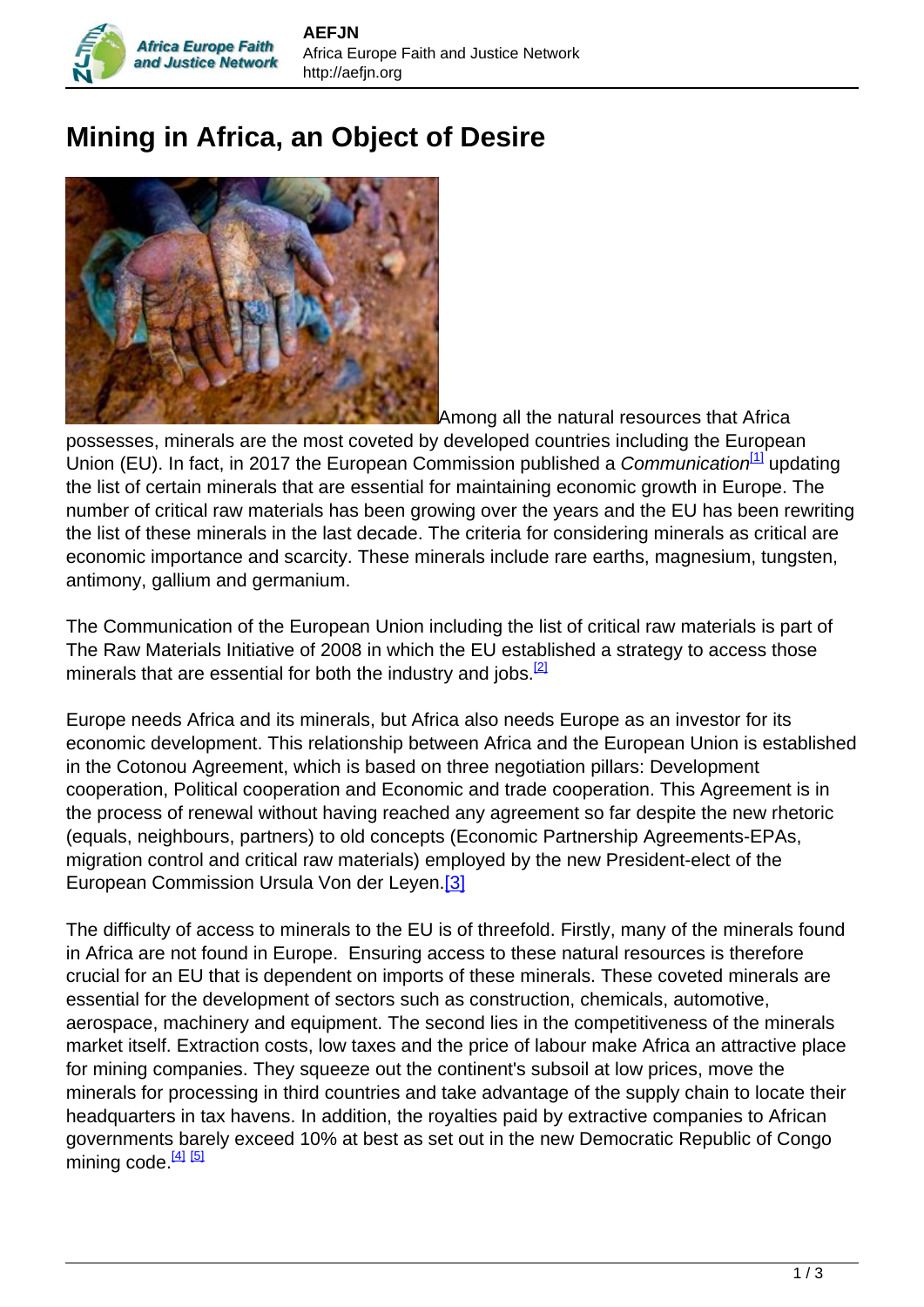# Mining in Africa, an Object of Desire

Among all the natural resources that Africa possesses, minerals are the most coveted by developed countries including the European Union (EU). In fact, in 2017 the European Commission published a *Communication*[1] updating the list of certain minerals that are essential for maintaining economic growth in Europe. The number of critical raw materials has been growing over the years and the EU has been rewriting the list of these minerals in the last decade. The criteria for considering minerals as critical are economic importance and scarcity. These minerals include rare earths, magnesium, tungsten, antimony, gallium and germanium.

The Communication of the European Union including the list of critical raw materials is part of The Raw Materials Initiative of 2008 in which the EU established a strategy to access those minerals that are essential for both the industry and jobs.[2]

Europe needs Africa and its minerals, but Africa also needs Europe as an investor for its economic development. This relationship between Africa and the European Union is established in the Cotonou Agreement, which is based on three negotiation pillars: Development cooperation, Political cooperation and Economic and trade cooperation. This Agreement is in the process of renewal without having reached any agreement so far despite the new rhetoric (equals, neighbours, partners) to old concepts (Economic Partnership Agreements-EPAs, migration control and critical raw materials) employed by the new President-elect of the European Commission Ursula Von der Leyen.[3]

The difficulty of access to minerals to the EU is of threefold. Firstly, many of the minerals found in Africa are not found in Europe. Ensuring access to these natural resources is therefore crucial for an EU that is dependent on imports of these minerals. These coveted minerals are essential for the development of sectors such as construction, chemicals, automotive, aerospace, machinery and equipment. The second lies in the competitiveness of the minerals market itself. Extraction costs, low taxes and the price of labour make Africa an attractive place for mining companies. They squeeze out the continent's subsoil at low prices, move the minerals for processing in third countries and take advantage of the supply chain to locate their headquarters in tax havens. In addition, the royalties paid by extractive companies to African governments barely exceed 10% at best as set out in the new Democratic Republic of Congo mining code.[4] [5]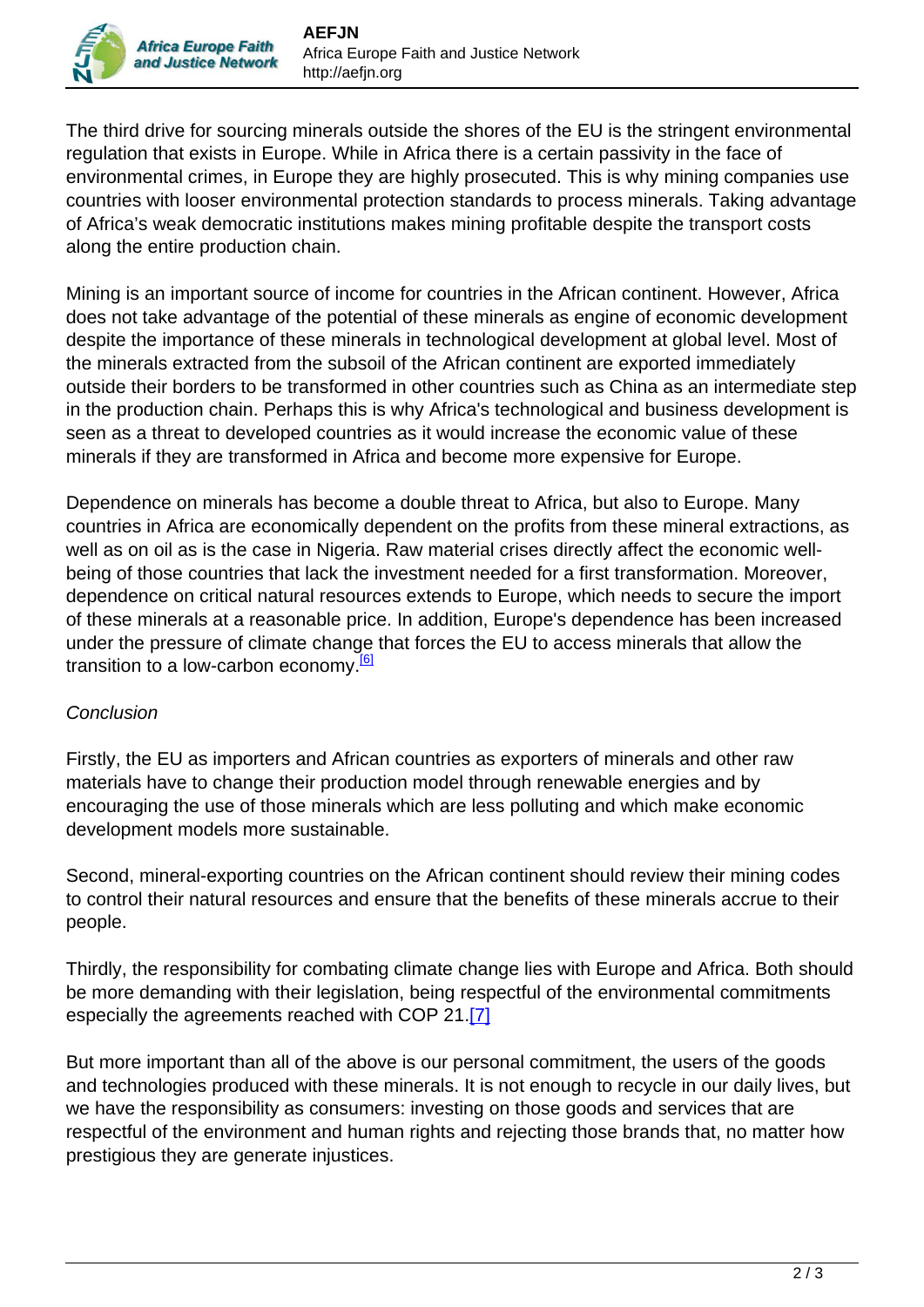The third drive for sourcing minerals outside the shores of the EU is the stringent environmental regulation that exists in Europe. While in Africa there is a certain passivity in the face of environmental crimes, in Europe they are highly prosecuted. This is why mining companies use countries with looser environmental protection standards to process minerals. Taking advantage of Africa's weak democratic institutions makes mining profitable despite the transport costs along the entire production chain.

Mining is an important source of income for countries in the African continent. However, Africa does not take advantage of the potential of these minerals as engine of economic development despite the importance of these minerals in technological development at global level. Most of the minerals extracted from the subsoil of the African continent are exported immediately outside their borders to be transformed in other countries such as China as an intermediate step in the production chain. Perhaps this is why Africa's technological and business development is seen as a threat to developed countries as it would increase the economic value of these minerals if they are transformed in Africa and become more expensive for Europe.

Dependence on minerals has become a double threat to Africa, but also to Europe. Many countries in Africa are economically dependent on the profits from these mineral extractions, as well as on oil as is the case in Nigeria. Raw material crises directly affect the economic well-being of those countries that lack the investment needed for a first transformation. Moreover, dependence on critical natural resources extends to Europe, which needs to secure the import of these minerals at a reasonable price. In addition, Europe's dependence has been increased under the pressure of climate change that forces the EU to access minerals that allow the transition to a low-carbon economy.[6]

*Conclusion*

Firstly, the EU as importers and African countries as exporters of minerals and other raw materials have to change their production model through renewable energies and by encouraging the use of those minerals which are less polluting and which make economic development models more sustainable.

Second, mineral-exporting countries on the African continent should review their mining codes to control their natural resources and ensure that the benefits of these minerals accrue to their people.

Thirdly, the responsibility for combating climate change lies with Europe and Africa. Both should be more demanding with their legislation, being respectful of the environmental commitments especially the agreements reached with COP 21.[7]

But more important than all of the above is our personal commitment, the users of the goods and technologies produced with these minerals. It is not enough to recycle in our daily lives, but we have the responsibility as consumers: investing on those goods and services that are respectful of the environment and human rights and rejecting those brands that, no matter how prestigious they are generate injustices.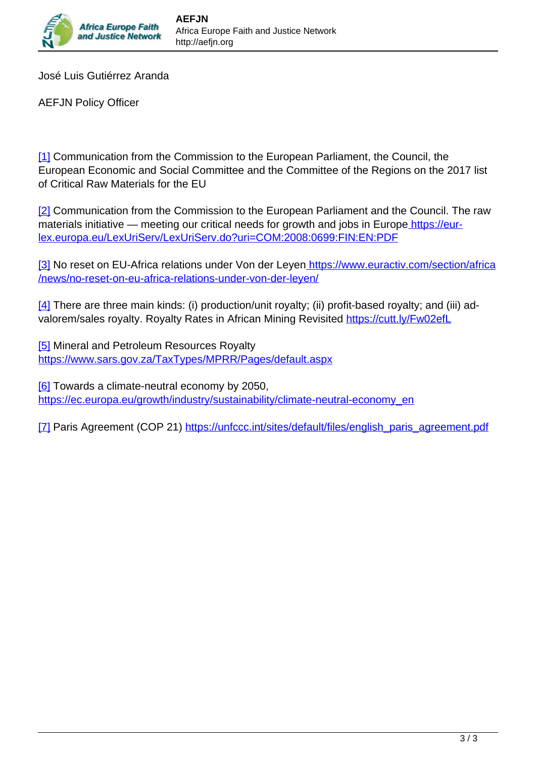José Luis Gutiérrez Aranda

AEFJN Policy Officer

[1] Communication from the Commission to the European Parliament, the Council, the European Economic and Social Committee and the Committee of the Regions on the 2017 list of Critical Raw Materials for the EU

[2] Communication from the Commission to the European Parliament and the Council. The raw materials initiative — meeting our critical needs for growth and jobs in Europe https://eur-lex.europa.eu/LexUriServ/LexUriServ.do?uri=COM:2008:0699:FIN:EN:PDF

[3] No reset on EU-Africa relations under Von der Leyen https://www.euractiv.com/section/africa/news/no-reset-on-eu-africa-relations-under-von-der-leyen/

[4] There are three main kinds: (i) production/unit royalty; (ii) profit-based royalty; and (iii) ad-valorem/sales royalty. Royalty Rates in African Mining Revisited https://cutt.ly/Fw02efL

[5] Mineral and Petroleum Resources Royalty https://www.sars.gov.za/TaxTypes/MPRR/Pages/default.aspx

[6] Towards a climate-neutral economy by 2050, https://ec.europa.eu/growth/industry/sustainability/climate-neutral-economy_en

[7] Paris Agreement (COP 21) https://unfccc.int/sites/default/files/english_paris_agreement.pdf